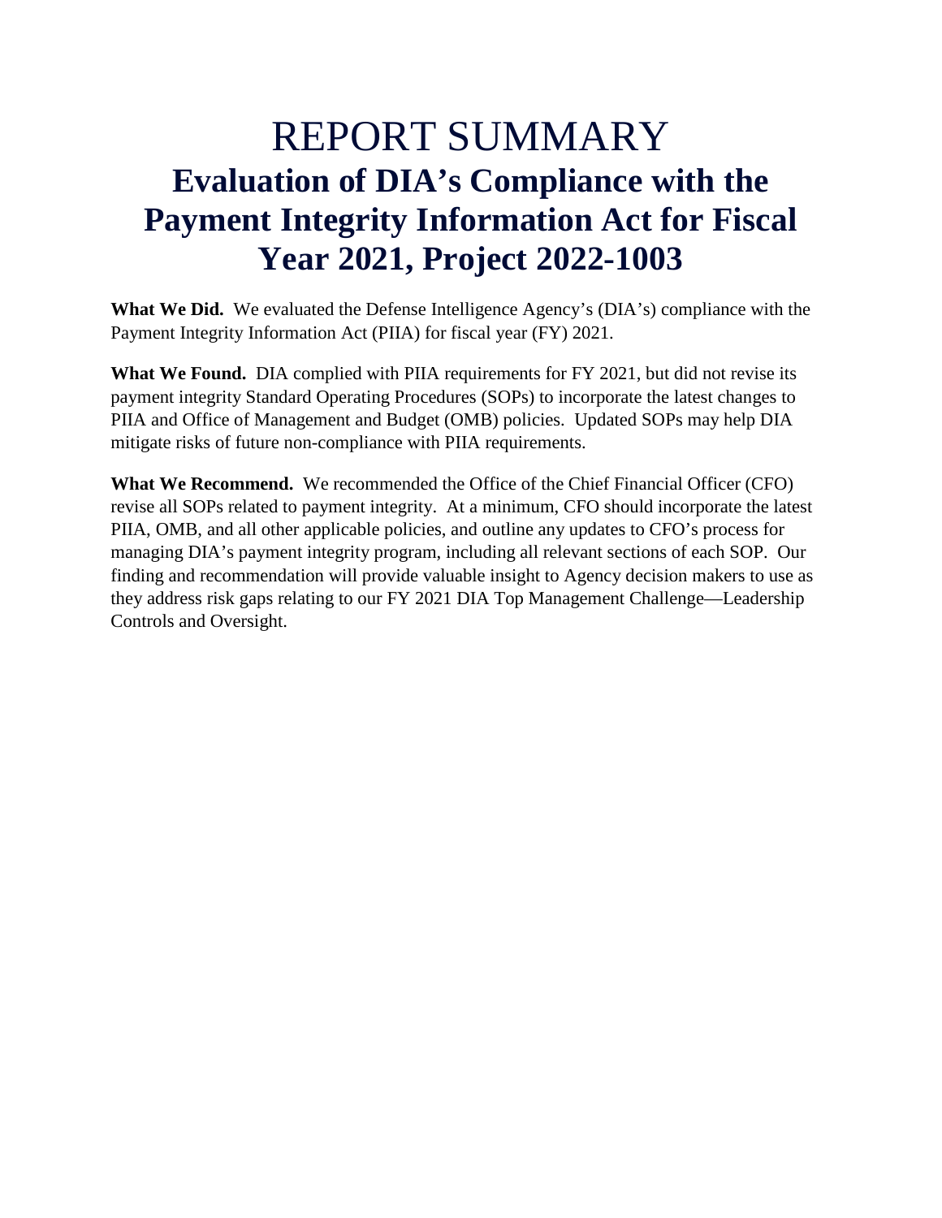# REPORT SUMMARY

## Evaluation of DIA's Compliance with the Payment Integrity Information Act for Fiscal Year 2021, Project 2022-1003

**What We Did.** We evaluated the Defense Intelligence Agency's (DIA's) compliance with the Payment Integrity Information Act (PIIA) for fiscal year (FY) 2021.

**What We Found.** DIA complied with PIIA requirements for FY 2021, but did not revise its payment integrity Standard Operating Procedures (SOPs) to incorporate the latest changes to PIIA and Office of Management and Budget (OMB) policies. Updated SOPs may help DIA mitigate risks of future non-compliance with PIIA requirements.

**What We Recommend.** We recommended the Office of the Chief Financial Officer (CFO) revise all SOPs related to payment integrity. At a minimum, CFO should incorporate the latest PIIA, OMB, and all other applicable policies, and outline any updates to CFO's process for managing DIA's payment integrity program, including all relevant sections of each SOP. Our finding and recommendation will provide valuable insight to Agency decision makers to use as they address risk gaps relating to our FY 2021 DIA Top Management Challenge—Leadership Controls and Oversight.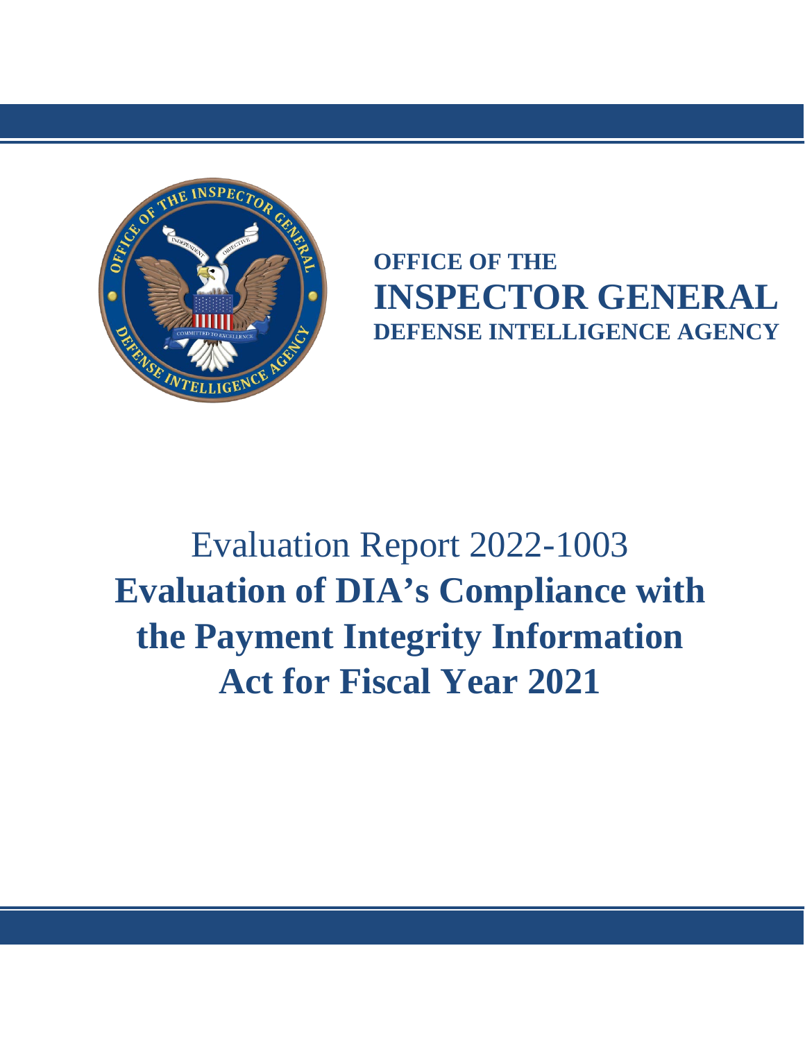**OFFICE OF THE**

# INSPECTOR GENERAL

**DEFENSE INTELLIGENCE AGENCY**

Evaluation Report 2022-1003

# Evaluation of DIA's Compliance with the Payment Integrity Information Act for Fiscal Year 2021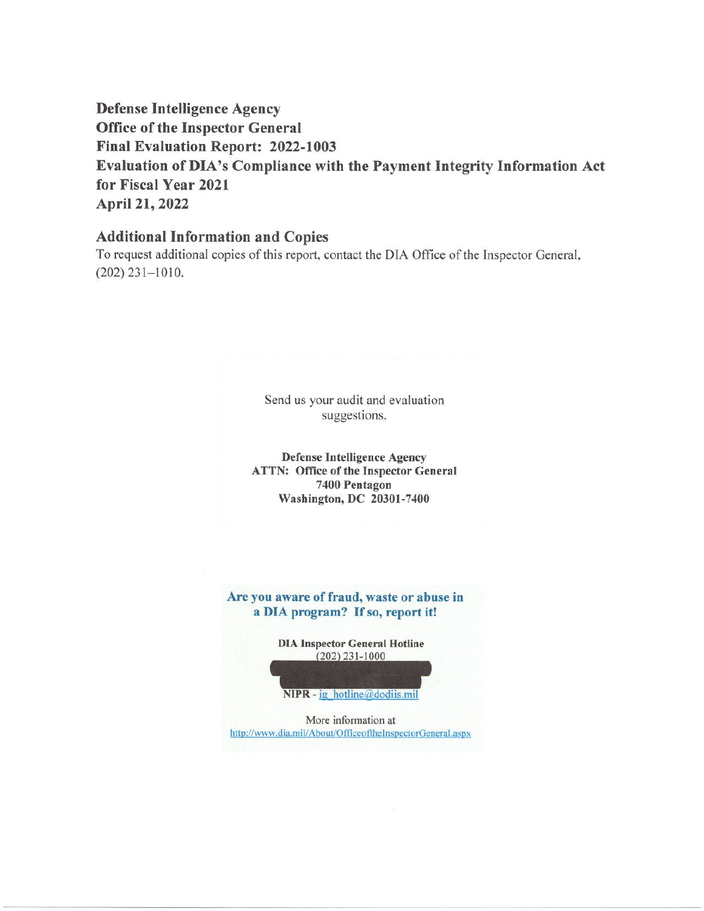**Defense Intelligence Agency**
**Office of the Inspector General**
**Final Evaluation Report: 2022-1003**
**Evaluation of DIA's Compliance with the Payment Integrity Information Act for Fiscal Year 2021**
**April 21, 2022**

## Additional Information and Copies

To request additional copies of this report, contact the DIA Office of the Inspector General, (202) 231–1010.

Send us your audit and evaluation suggestions.

**Defense Intelligence Agency**
**ATTN: Office of the Inspector General**
**7400 Pentagon**
**Washington, DC 20301-7400**

**Are you aware of fraud, waste or abuse in a DIA program? If so, report it!**

**DIA Inspector General Hotline**
(202) 231-1000

**NIPR** - ig_hotline@dodiis.mil

More information at
http://www.dia.mil/About/OfficeoftheInspectorGeneral.aspx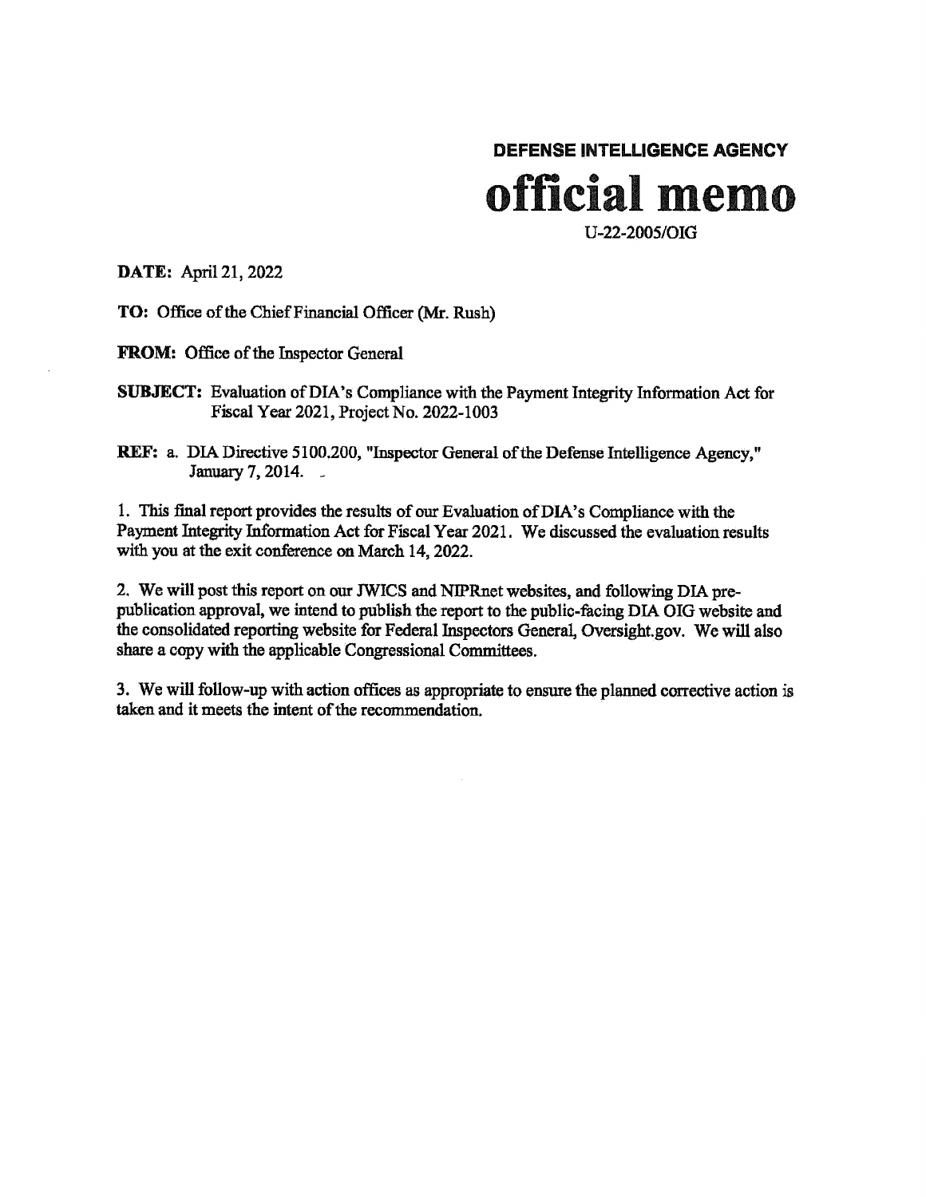**DEFENSE INTELLIGENCE AGENCY**

# official memo

U-22-2005/OIG

**DATE:** April 21, 2022

**TO:** Office of the Chief Financial Officer (Mr. Rush)

**FROM:** Office of the Inspector General

**SUBJECT:** Evaluation of DIA's Compliance with the Payment Integrity Information Act for Fiscal Year 2021, Project No. 2022-1003

**REF:** a. DIA Directive 5100.200, "Inspector General of the Defense Intelligence Agency," January 7, 2014.

1. This final report provides the results of our Evaluation of DIA's Compliance with the Payment Integrity Information Act for Fiscal Year 2021. We discussed the evaluation results with you at the exit conference on March 14, 2022.

2. We will post this report on our JWICS and NIPRnet websites, and following DIA pre-publication approval, we intend to publish the report to the public-facing DIA OIG website and the consolidated reporting website for Federal Inspectors General, Oversight.gov. We will also share a copy with the applicable Congressional Committees.

3. We will follow-up with action offices as appropriate to ensure the planned corrective action is taken and it meets the intent of the recommendation.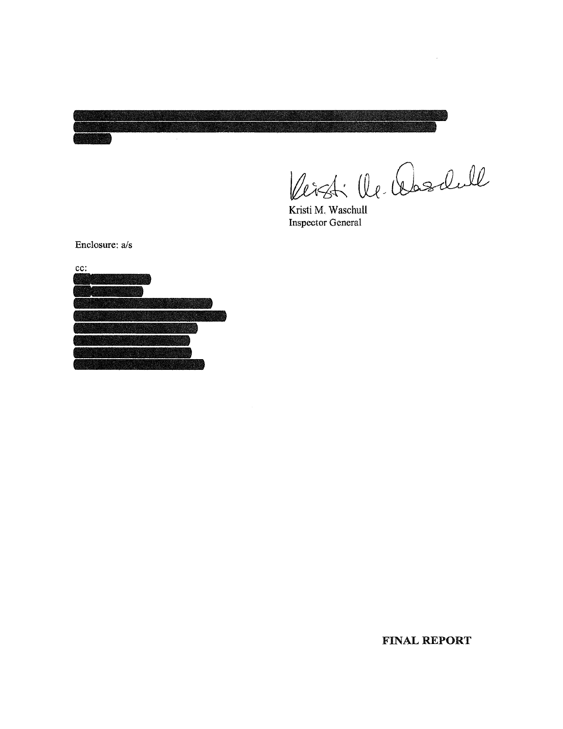Kristi M. Waschull
Inspector General

Enclosure: a/s

cc:

**FINAL REPORT**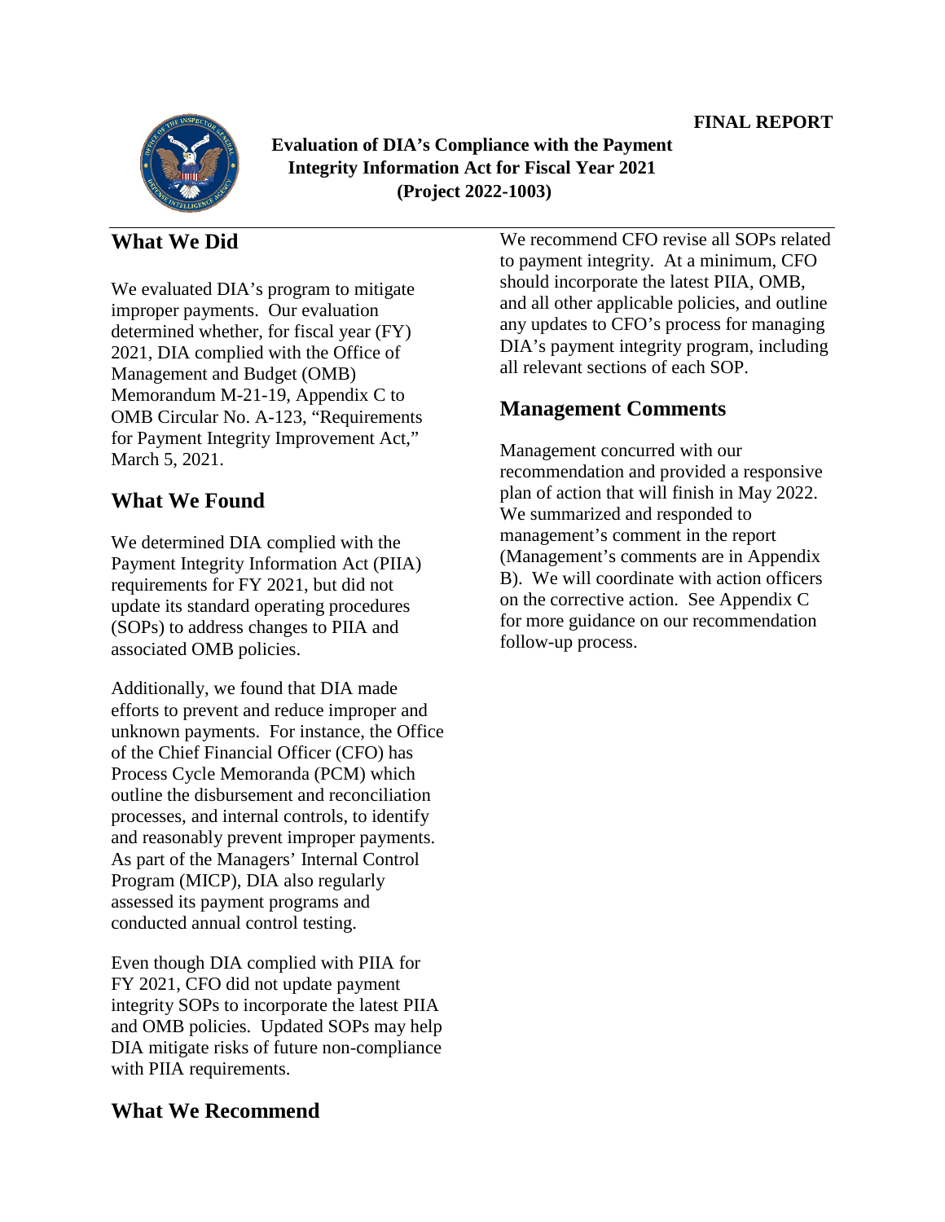**FINAL REPORT**

**Evaluation of DIA's Compliance with the Payment Integrity Information Act for Fiscal Year 2021 (Project 2022-1003)**

## What We Did

We evaluated DIA's program to mitigate improper payments. Our evaluation determined whether, for fiscal year (FY) 2021, DIA complied with the Office of Management and Budget (OMB) Memorandum M-21-19, Appendix C to OMB Circular No. A-123, "Requirements for Payment Integrity Improvement Act," March 5, 2021.

## What We Found

We determined DIA complied with the Payment Integrity Information Act (PIIA) requirements for FY 2021, but did not update its standard operating procedures (SOPs) to address changes to PIIA and associated OMB policies.

Additionally, we found that DIA made efforts to prevent and reduce improper and unknown payments. For instance, the Office of the Chief Financial Officer (CFO) has Process Cycle Memoranda (PCM) which outline the disbursement and reconciliation processes, and internal controls, to identify and reasonably prevent improper payments. As part of the Managers' Internal Control Program (MICP), DIA also regularly assessed its payment programs and conducted annual control testing.

Even though DIA complied with PIIA for FY 2021, CFO did not update payment integrity SOPs to incorporate the latest PIIA and OMB policies. Updated SOPs may help DIA mitigate risks of future non-compliance with PIIA requirements.

## What We Recommend

We recommend CFO revise all SOPs related to payment integrity. At a minimum, CFO should incorporate the latest PIIA, OMB, and all other applicable policies, and outline any updates to CFO's process for managing DIA's payment integrity program, including all relevant sections of each SOP.

## Management Comments

Management concurred with our recommendation and provided a responsive plan of action that will finish in May 2022. We summarized and responded to management's comment in the report (Management's comments are in Appendix B). We will coordinate with action officers on the corrective action. See Appendix C for more guidance on our recommendation follow-up process.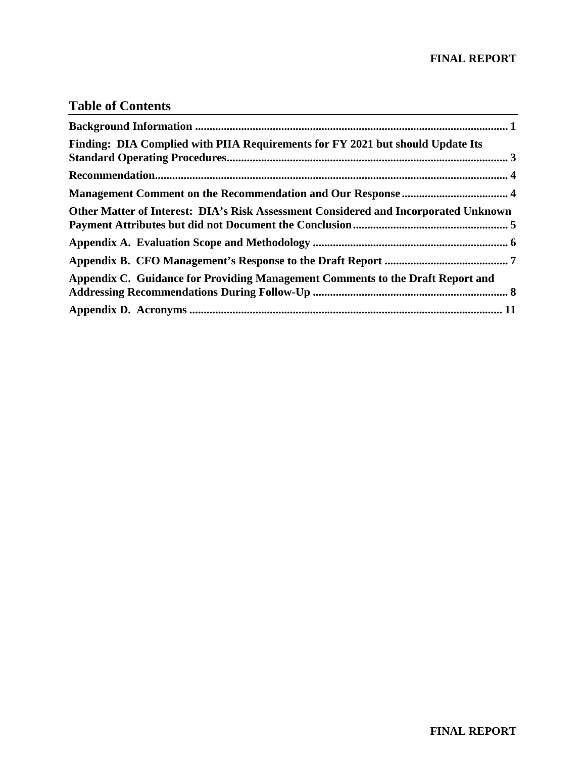## Table of Contents

**Background Information** ............ 1

**Finding: DIA Complied with PIIA Requirements for FY 2021 but should Update Its Standard Operating Procedures** ............ 3

**Recommendation** ............ 4

**Management Comment on the Recommendation and Our Response** ............ 4

**Other Matter of Interest: DIA's Risk Assessment Considered and Incorporated Unknown Payment Attributes but did not Document the Conclusion** ............ 5

**Appendix A. Evaluation Scope and Methodology** ............ 6

**Appendix B. CFO Management's Response to the Draft Report** ............ 7

**Appendix C. Guidance for Providing Management Comments to the Draft Report and Addressing Recommendations During Follow-Up** ............ 8

**Appendix D. Acronyms** ............ 11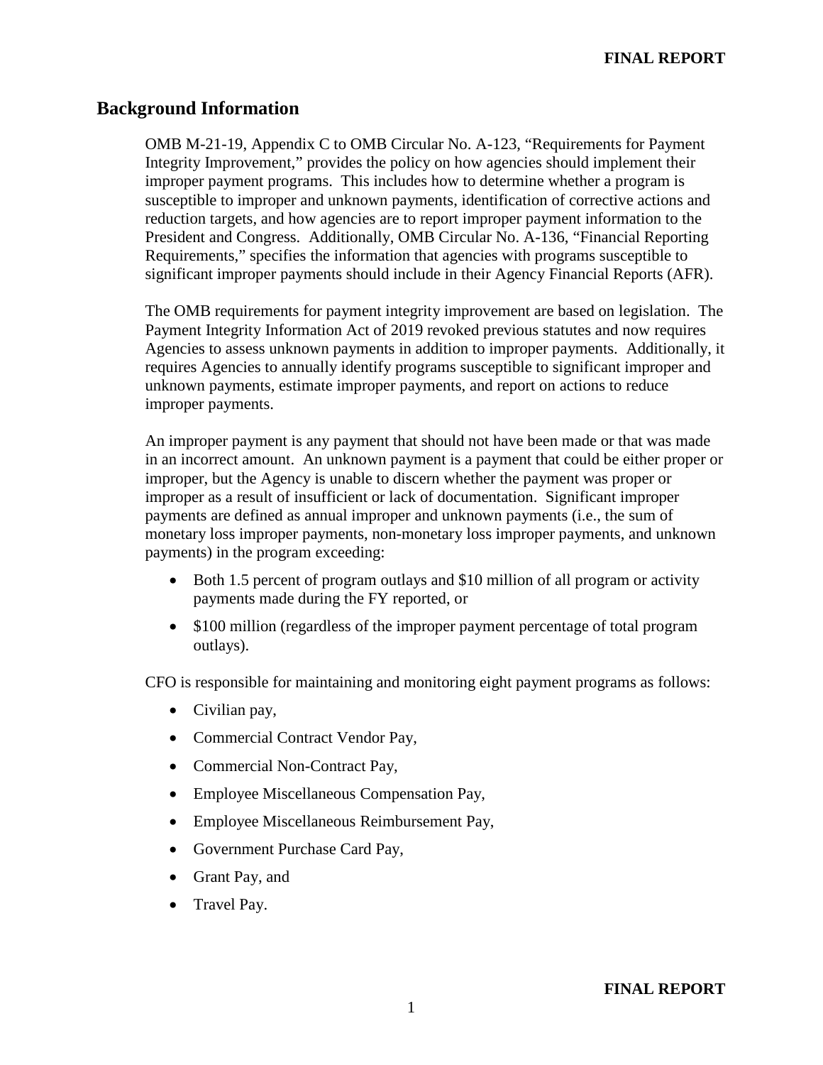## Background Information

OMB M-21-19, Appendix C to OMB Circular No. A-123, "Requirements for Payment Integrity Improvement," provides the policy on how agencies should implement their improper payment programs. This includes how to determine whether a program is susceptible to improper and unknown payments, identification of corrective actions and reduction targets, and how agencies are to report improper payment information to the President and Congress. Additionally, OMB Circular No. A-136, "Financial Reporting Requirements," specifies the information that agencies with programs susceptible to significant improper payments should include in their Agency Financial Reports (AFR).

The OMB requirements for payment integrity improvement are based on legislation. The Payment Integrity Information Act of 2019 revoked previous statutes and now requires Agencies to assess unknown payments in addition to improper payments. Additionally, it requires Agencies to annually identify programs susceptible to significant improper and unknown payments, estimate improper payments, and report on actions to reduce improper payments.

An improper payment is any payment that should not have been made or that was made in an incorrect amount. An unknown payment is a payment that could be either proper or improper, but the Agency is unable to discern whether the payment was proper or improper as a result of insufficient or lack of documentation. Significant improper payments are defined as annual improper and unknown payments (i.e., the sum of monetary loss improper payments, non-monetary loss improper payments, and unknown payments) in the program exceeding:

- Both 1.5 percent of program outlays and $10 million of all program or activity payments made during the FY reported, or
- $100 million (regardless of the improper payment percentage of total program outlays).

CFO is responsible for maintaining and monitoring eight payment programs as follows:

- Civilian pay,
- Commercial Contract Vendor Pay,
- Commercial Non-Contract Pay,
- Employee Miscellaneous Compensation Pay,
- Employee Miscellaneous Reimbursement Pay,
- Government Purchase Card Pay,
- Grant Pay, and
- Travel Pay.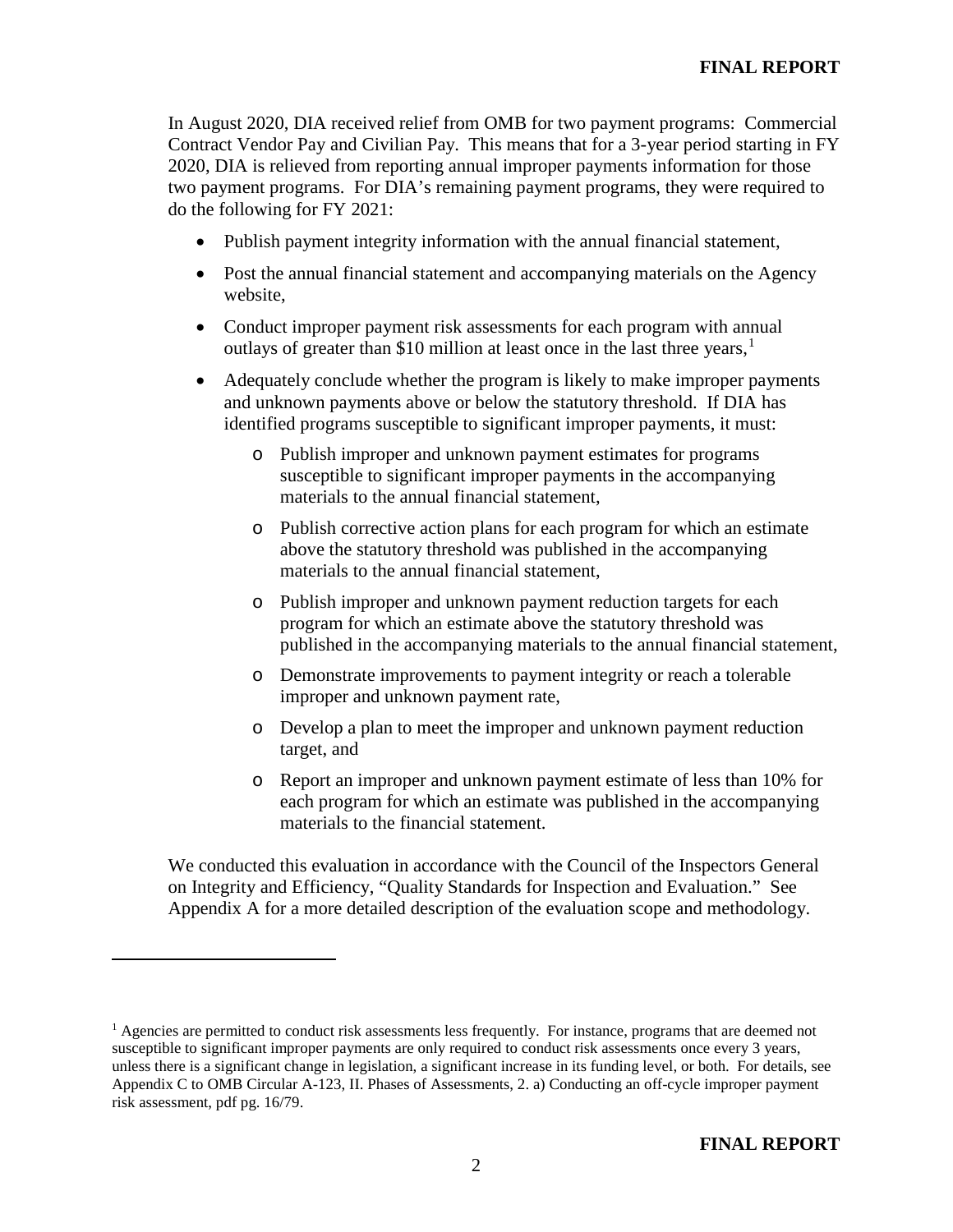In August 2020, DIA received relief from OMB for two payment programs: Commercial Contract Vendor Pay and Civilian Pay. This means that for a 3-year period starting in FY 2020, DIA is relieved from reporting annual improper payments information for those two payment programs. For DIA's remaining payment programs, they were required to do the following for FY 2021:

- Publish payment integrity information with the annual financial statement,
- Post the annual financial statement and accompanying materials on the Agency website,
- Conduct improper payment risk assessments for each program with annual outlays of greater than $10 million at least once in the last three years,[1]
- Adequately conclude whether the program is likely to make improper payments and unknown payments above or below the statutory threshold. If DIA has identified programs susceptible to significant improper payments, it must:
  - Publish improper and unknown payment estimates for programs susceptible to significant improper payments in the accompanying materials to the annual financial statement,
  - Publish corrective action plans for each program for which an estimate above the statutory threshold was published in the accompanying materials to the annual financial statement,
  - Publish improper and unknown payment reduction targets for each program for which an estimate above the statutory threshold was published in the accompanying materials to the annual financial statement,
  - Demonstrate improvements to payment integrity or reach a tolerable improper and unknown payment rate,
  - Develop a plan to meet the improper and unknown payment reduction target, and
  - Report an improper and unknown payment estimate of less than 10% for each program for which an estimate was published in the accompanying materials to the financial statement.

We conducted this evaluation in accordance with the Council of the Inspectors General on Integrity and Efficiency, "Quality Standards for Inspection and Evaluation." See Appendix A for a more detailed description of the evaluation scope and methodology.

---

[1] Agencies are permitted to conduct risk assessments less frequently. For instance, programs that are deemed not susceptible to significant improper payments are only required to conduct risk assessments once every 3 years, unless there is a significant change in legislation, a significant increase in its funding level, or both. For details, see Appendix C to OMB Circular A-123, II. Phases of Assessments, 2. a) Conducting an off-cycle improper payment risk assessment, pdf pg. 16/79.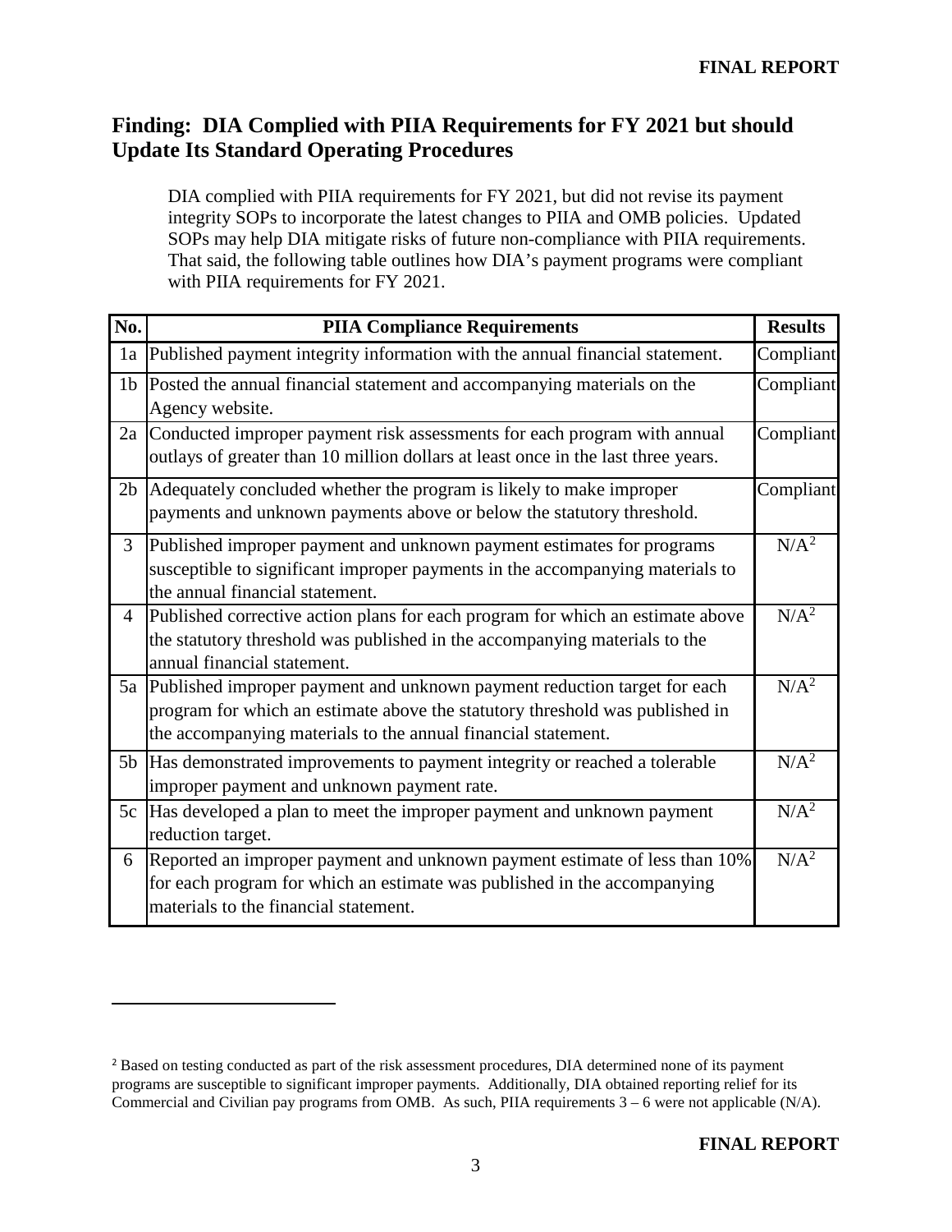## Finding: DIA Complied with PIIA Requirements for FY 2021 but should Update Its Standard Operating Procedures

DIA complied with PIIA requirements for FY 2021, but did not revise its payment integrity SOPs to incorporate the latest changes to PIIA and OMB policies. Updated SOPs may help DIA mitigate risks of future non-compliance with PIIA requirements. That said, the following table outlines how DIA's payment programs were compliant with PIIA requirements for FY 2021.

| No. | PIIA Compliance Requirements | Results |
|---|---|---|
| 1a | Published payment integrity information with the annual financial statement. | Compliant |
| 1b | Posted the annual financial statement and accompanying materials on the Agency website. | Compliant |
| 2a | Conducted improper payment risk assessments for each program with annual outlays of greater than 10 million dollars at least once in the last three years. | Compliant |
| 2b | Adequately concluded whether the program is likely to make improper payments and unknown payments above or below the statutory threshold. | Compliant |
| 3 | Published improper payment and unknown payment estimates for programs susceptible to significant improper payments in the accompanying materials to the annual financial statement. | N/A[2] |
| 4 | Published corrective action plans for each program for which an estimate above the statutory threshold was published in the accompanying materials to the annual financial statement. | N/A[2] |
| 5a | Published improper payment and unknown payment reduction target for each program for which an estimate above the statutory threshold was published in the accompanying materials to the annual financial statement. | N/A[2] |
| 5b | Has demonstrated improvements to payment integrity or reached a tolerable improper payment and unknown payment rate. | N/A[2] |
| 5c | Has developed a plan to meet the improper payment and unknown payment reduction target. | N/A[2] |
| 6 | Reported an improper payment and unknown payment estimate of less than 10% for each program for which an estimate was published in the accompanying materials to the financial statement. | N/A[2] |

[2] Based on testing conducted as part of the risk assessment procedures, DIA determined none of its payment programs are susceptible to significant improper payments. Additionally, DIA obtained reporting relief for its Commercial and Civilian pay programs from OMB. As such, PIIA requirements 3 – 6 were not applicable (N/A).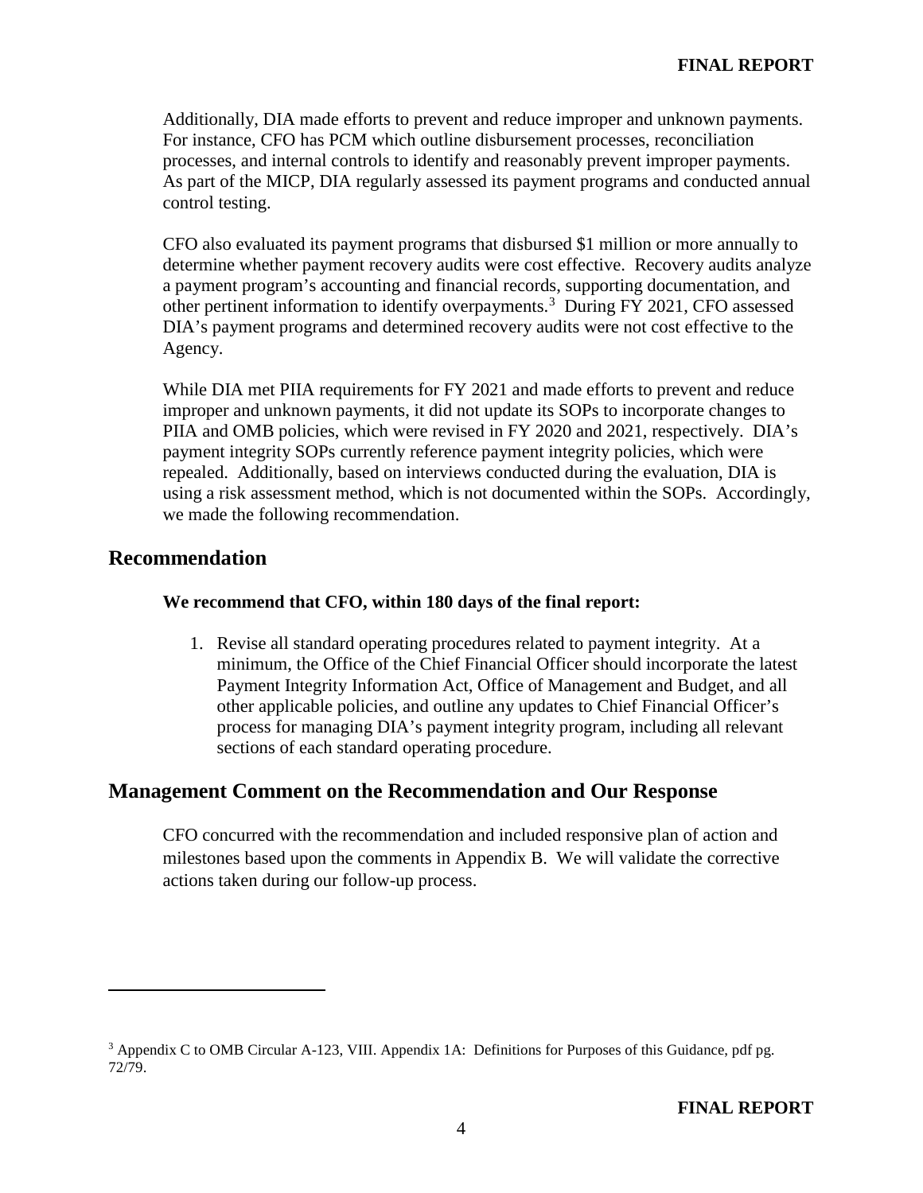Additionally, DIA made efforts to prevent and reduce improper and unknown payments. For instance, CFO has PCM which outline disbursement processes, reconciliation processes, and internal controls to identify and reasonably prevent improper payments. As part of the MICP, DIA regularly assessed its payment programs and conducted annual control testing.

CFO also evaluated its payment programs that disbursed $1 million or more annually to determine whether payment recovery audits were cost effective. Recovery audits analyze a payment program's accounting and financial records, supporting documentation, and other pertinent information to identify overpayments.[3] During FY 2021, CFO assessed DIA's payment programs and determined recovery audits were not cost effective to the Agency.

While DIA met PIIA requirements for FY 2021 and made efforts to prevent and reduce improper and unknown payments, it did not update its SOPs to incorporate changes to PIIA and OMB policies, which were revised in FY 2020 and 2021, respectively. DIA's payment integrity SOPs currently reference payment integrity policies, which were repealed. Additionally, based on interviews conducted during the evaluation, DIA is using a risk assessment method, which is not documented within the SOPs. Accordingly, we made the following recommendation.

## Recommendation

**We recommend that CFO, within 180 days of the final report:**

1. Revise all standard operating procedures related to payment integrity. At a minimum, the Office of the Chief Financial Officer should incorporate the latest Payment Integrity Information Act, Office of Management and Budget, and all other applicable policies, and outline any updates to Chief Financial Officer's process for managing DIA's payment integrity program, including all relevant sections of each standard operating procedure.

## Management Comment on the Recommendation and Our Response

CFO concurred with the recommendation and included responsive plan of action and milestones based upon the comments in Appendix B. We will validate the corrective actions taken during our follow-up process.

---

[3] Appendix C to OMB Circular A-123, VIII. Appendix 1A: Definitions for Purposes of this Guidance, pdf pg. 72/79.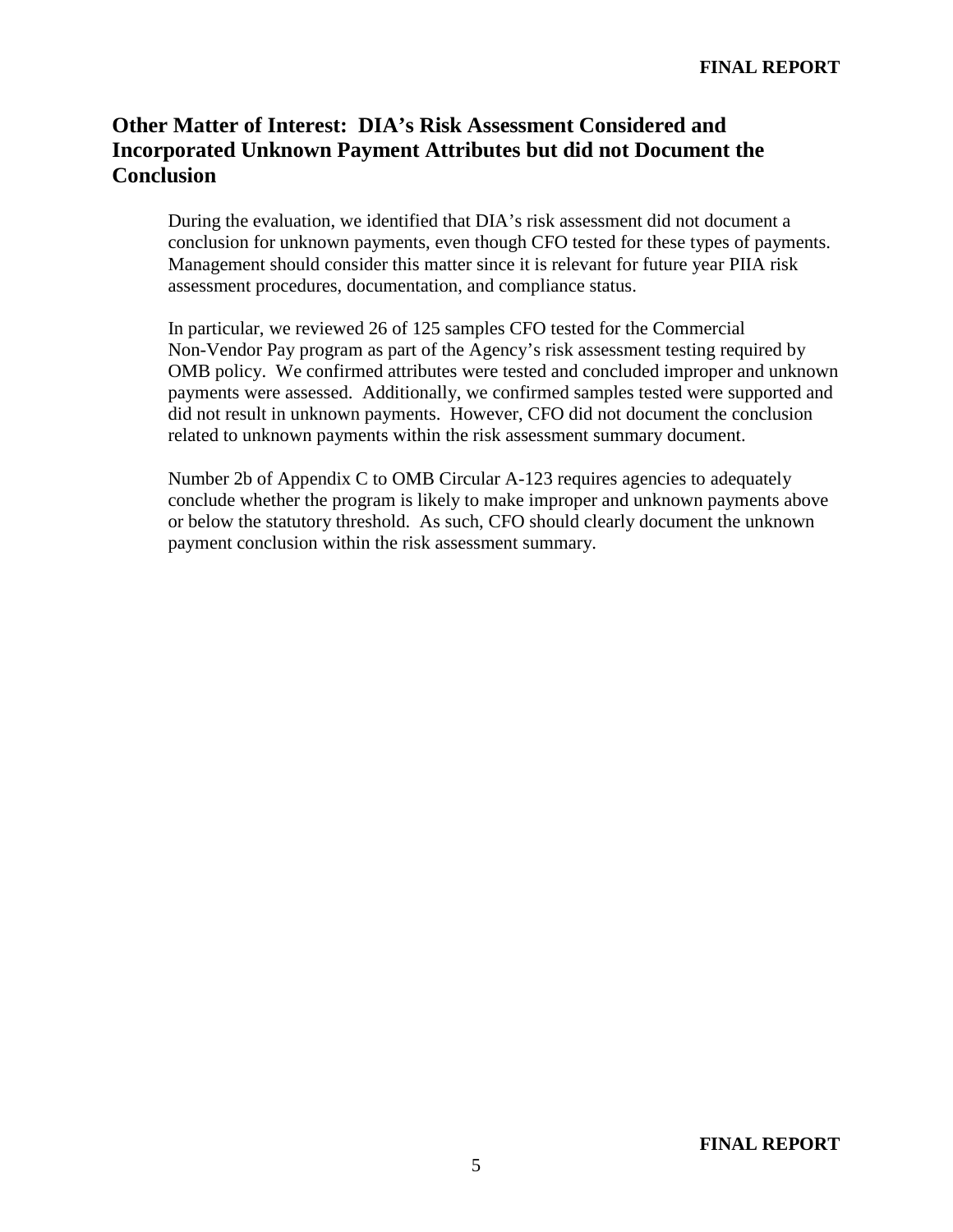## Other Matter of Interest: DIA's Risk Assessment Considered and Incorporated Unknown Payment Attributes but did not Document the Conclusion

During the evaluation, we identified that DIA's risk assessment did not document a conclusion for unknown payments, even though CFO tested for these types of payments. Management should consider this matter since it is relevant for future year PIIA risk assessment procedures, documentation, and compliance status.

In particular, we reviewed 26 of 125 samples CFO tested for the Commercial Non-Vendor Pay program as part of the Agency's risk assessment testing required by OMB policy. We confirmed attributes were tested and concluded improper and unknown payments were assessed. Additionally, we confirmed samples tested were supported and did not result in unknown payments. However, CFO did not document the conclusion related to unknown payments within the risk assessment summary document.

Number 2b of Appendix C to OMB Circular A-123 requires agencies to adequately conclude whether the program is likely to make improper and unknown payments above or below the statutory threshold. As such, CFO should clearly document the unknown payment conclusion within the risk assessment summary.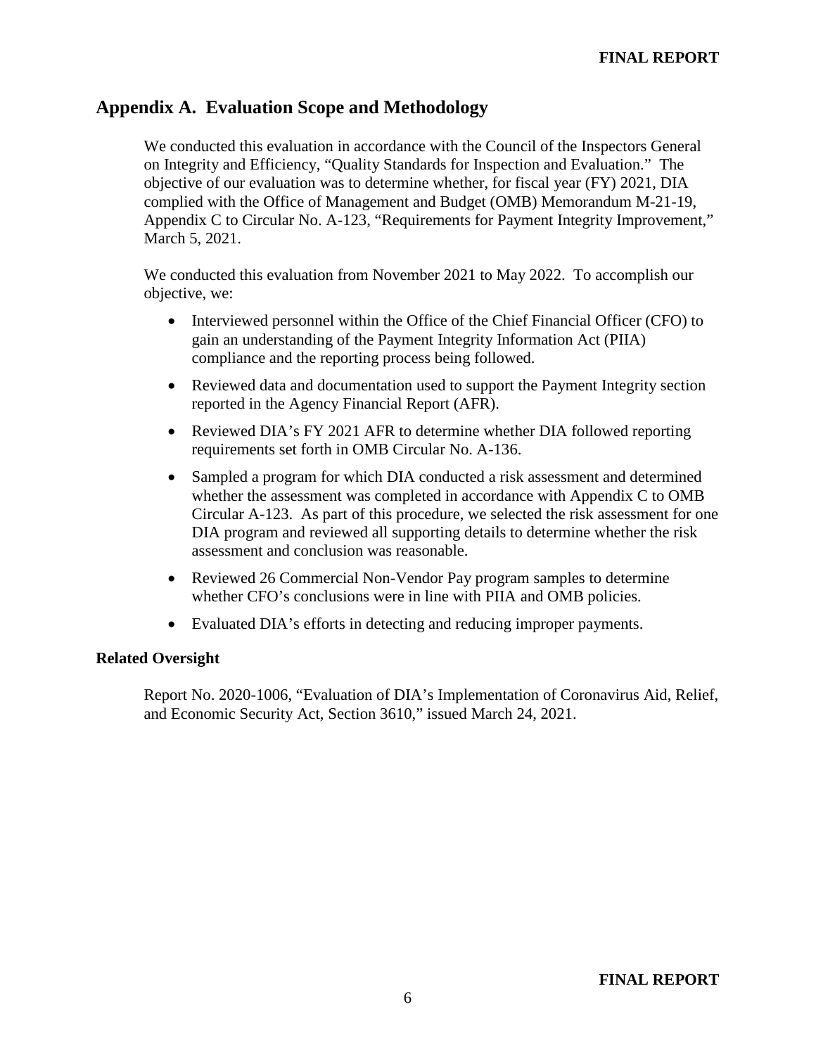## Appendix A. Evaluation Scope and Methodology

We conducted this evaluation in accordance with the Council of the Inspectors General on Integrity and Efficiency, "Quality Standards for Inspection and Evaluation." The objective of our evaluation was to determine whether, for fiscal year (FY) 2021, DIA complied with the Office of Management and Budget (OMB) Memorandum M-21-19, Appendix C to Circular No. A-123, "Requirements for Payment Integrity Improvement," March 5, 2021.

We conducted this evaluation from November 2021 to May 2022. To accomplish our objective, we:

- Interviewed personnel within the Office of the Chief Financial Officer (CFO) to gain an understanding of the Payment Integrity Information Act (PIIA) compliance and the reporting process being followed.
- Reviewed data and documentation used to support the Payment Integrity section reported in the Agency Financial Report (AFR).
- Reviewed DIA's FY 2021 AFR to determine whether DIA followed reporting requirements set forth in OMB Circular No. A-136.
- Sampled a program for which DIA conducted a risk assessment and determined whether the assessment was completed in accordance with Appendix C to OMB Circular A-123. As part of this procedure, we selected the risk assessment for one DIA program and reviewed all supporting details to determine whether the risk assessment and conclusion was reasonable.
- Reviewed 26 Commercial Non-Vendor Pay program samples to determine whether CFO's conclusions were in line with PIIA and OMB policies.
- Evaluated DIA's efforts in detecting and reducing improper payments.

### Related Oversight

Report No. 2020-1006, "Evaluation of DIA's Implementation of Coronavirus Aid, Relief, and Economic Security Act, Section 3610," issued March 24, 2021.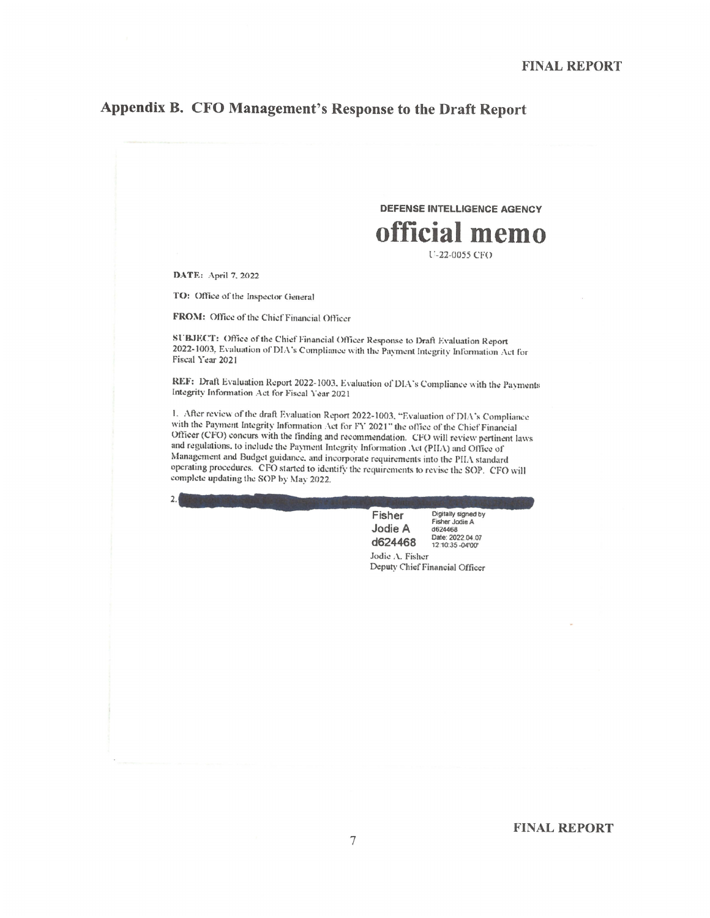## Appendix B. CFO Management's Response to the Draft Report

DEFENSE INTELLIGENCE AGENCY

**official memo**

U-22-0055 CFO

**DATE:** April 7, 2022

**TO:** Office of the Inspector General

**FROM:** Office of the Chief Financial Officer

**SUBJECT:** Office of the Chief Financial Officer Response to Draft Evaluation Report 2022-1003, Evaluation of DIA's Compliance with the Payment Integrity Information Act for Fiscal Year 2021

**REF:** Draft Evaluation Report 2022-1003, Evaluation of DIA's Compliance with the Payments Integrity Information Act for Fiscal Year 2021

1. After review of the draft Evaluation Report 2022-1003, "Evaluation of DIA's Compliance with the Payment Integrity Information Act for FY 2021" the office of the Chief Financial Officer (CFO) concurs with the finding and recommendation. CFO will review pertinent laws and regulations, to include the Payment Integrity Information Act (PIIA) and Office of Management and Budget guidance, and incorporate requirements into the PIIA standard operating procedures. CFO started to identify the requirements to revise the SOP. CFO will complete updating the SOP by May 2022.

2.

Fisher Jodie A d624468 — Digitally signed by Fisher Jodie A d624468 Date: 2022.04.07 12:10:35 -04'00'

Jodie A. Fisher
Deputy Chief Financial Officer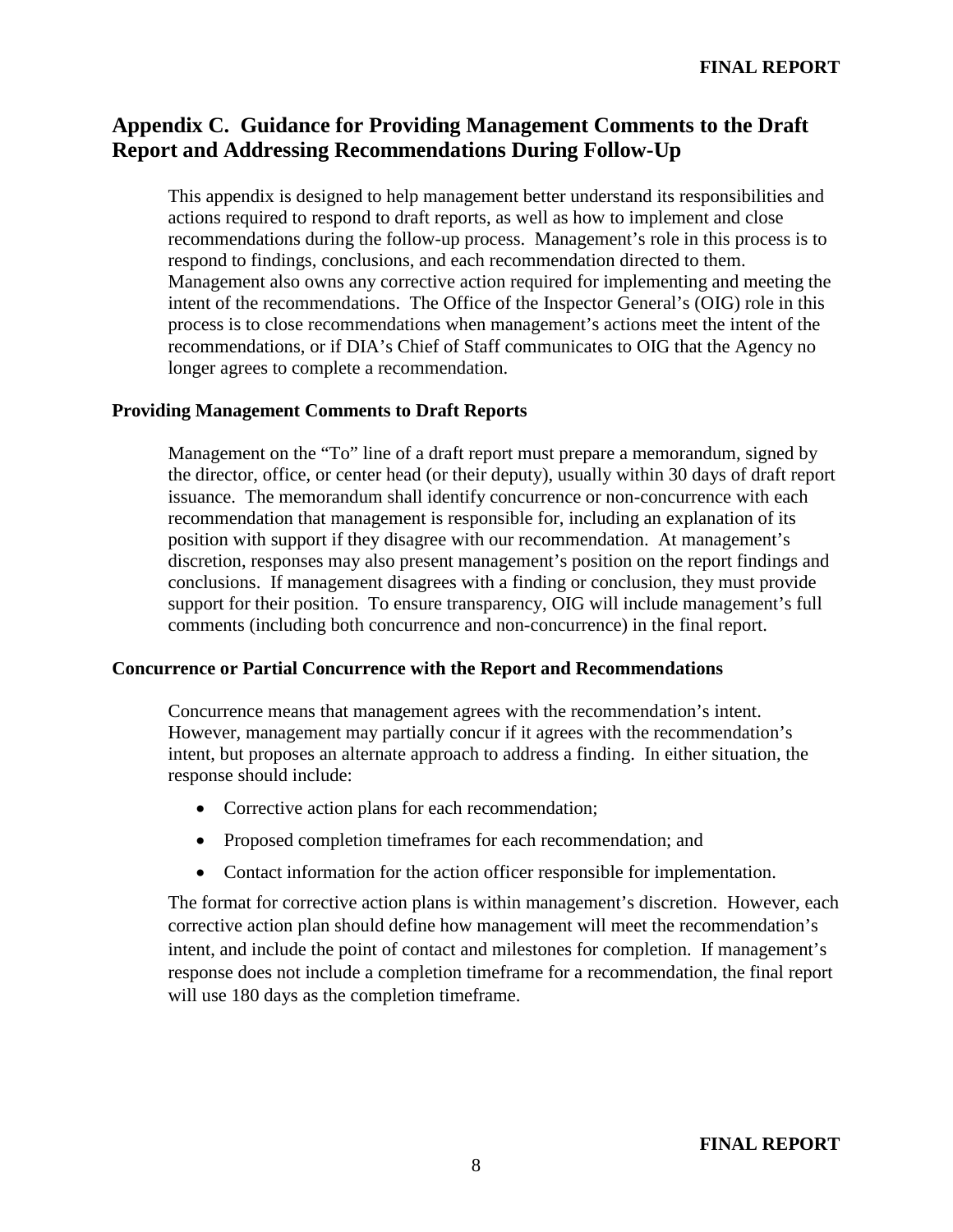## Appendix C. Guidance for Providing Management Comments to the Draft Report and Addressing Recommendations During Follow-Up

This appendix is designed to help management better understand its responsibilities and actions required to respond to draft reports, as well as how to implement and close recommendations during the follow-up process. Management's role in this process is to respond to findings, conclusions, and each recommendation directed to them. Management also owns any corrective action required for implementing and meeting the intent of the recommendations. The Office of the Inspector General's (OIG) role in this process is to close recommendations when management's actions meet the intent of the recommendations, or if DIA's Chief of Staff communicates to OIG that the Agency no longer agrees to complete a recommendation.

### Providing Management Comments to Draft Reports

Management on the "To" line of a draft report must prepare a memorandum, signed by the director, office, or center head (or their deputy), usually within 30 days of draft report issuance. The memorandum shall identify concurrence or non-concurrence with each recommendation that management is responsible for, including an explanation of its position with support if they disagree with our recommendation. At management's discretion, responses may also present management's position on the report findings and conclusions. If management disagrees with a finding or conclusion, they must provide support for their position. To ensure transparency, OIG will include management's full comments (including both concurrence and non-concurrence) in the final report.

### Concurrence or Partial Concurrence with the Report and Recommendations

Concurrence means that management agrees with the recommendation's intent. However, management may partially concur if it agrees with the recommendation's intent, but proposes an alternate approach to address a finding. In either situation, the response should include:

- Corrective action plans for each recommendation;
- Proposed completion timeframes for each recommendation; and
- Contact information for the action officer responsible for implementation.

The format for corrective action plans is within management's discretion. However, each corrective action plan should define how management will meet the recommendation's intent, and include the point of contact and milestones for completion. If management's response does not include a completion timeframe for a recommendation, the final report will use 180 days as the completion timeframe.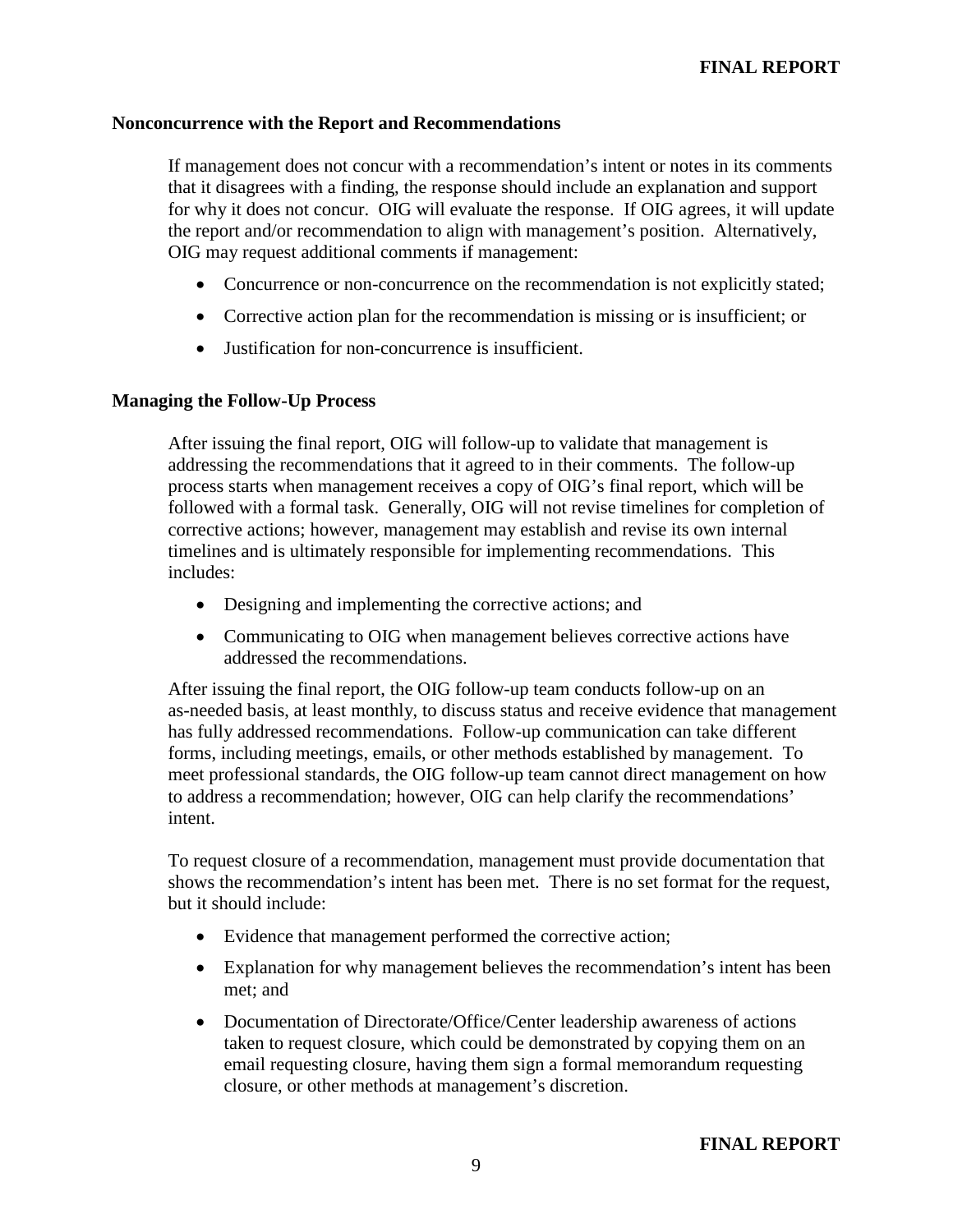### Nonconcurrence with the Report and Recommendations

If management does not concur with a recommendation's intent or notes in its comments that it disagrees with a finding, the response should include an explanation and support for why it does not concur. OIG will evaluate the response. If OIG agrees, it will update the report and/or recommendation to align with management's position. Alternatively, OIG may request additional comments if management:

- Concurrence or non-concurrence on the recommendation is not explicitly stated;
- Corrective action plan for the recommendation is missing or is insufficient; or
- Justification for non-concurrence is insufficient.

### Managing the Follow-Up Process

After issuing the final report, OIG will follow-up to validate that management is addressing the recommendations that it agreed to in their comments. The follow-up process starts when management receives a copy of OIG's final report, which will be followed with a formal task. Generally, OIG will not revise timelines for completion of corrective actions; however, management may establish and revise its own internal timelines and is ultimately responsible for implementing recommendations. This includes:

- Designing and implementing the corrective actions; and
- Communicating to OIG when management believes corrective actions have addressed the recommendations.

After issuing the final report, the OIG follow-up team conducts follow-up on an as-needed basis, at least monthly, to discuss status and receive evidence that management has fully addressed recommendations. Follow-up communication can take different forms, including meetings, emails, or other methods established by management. To meet professional standards, the OIG follow-up team cannot direct management on how to address a recommendation; however, OIG can help clarify the recommendations' intent.

To request closure of a recommendation, management must provide documentation that shows the recommendation's intent has been met. There is no set format for the request, but it should include:

- Evidence that management performed the corrective action;
- Explanation for why management believes the recommendation's intent has been met; and
- Documentation of Directorate/Office/Center leadership awareness of actions taken to request closure, which could be demonstrated by copying them on an email requesting closure, having them sign a formal memorandum requesting closure, or other methods at management's discretion.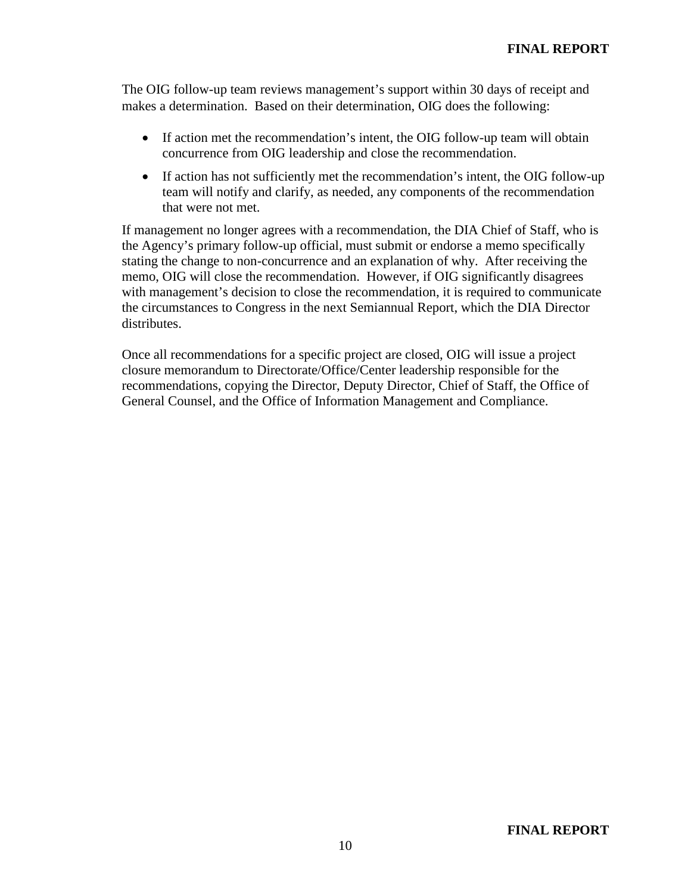The OIG follow-up team reviews management's support within 30 days of receipt and makes a determination. Based on their determination, OIG does the following:

- If action met the recommendation's intent, the OIG follow-up team will obtain concurrence from OIG leadership and close the recommendation.
- If action has not sufficiently met the recommendation's intent, the OIG follow-up team will notify and clarify, as needed, any components of the recommendation that were not met.

If management no longer agrees with a recommendation, the DIA Chief of Staff, who is the Agency's primary follow-up official, must submit or endorse a memo specifically stating the change to non-concurrence and an explanation of why. After receiving the memo, OIG will close the recommendation. However, if OIG significantly disagrees with management's decision to close the recommendation, it is required to communicate the circumstances to Congress in the next Semiannual Report, which the DIA Director distributes.

Once all recommendations for a specific project are closed, OIG will issue a project closure memorandum to Directorate/Office/Center leadership responsible for the recommendations, copying the Director, Deputy Director, Chief of Staff, the Office of General Counsel, and the Office of Information Management and Compliance.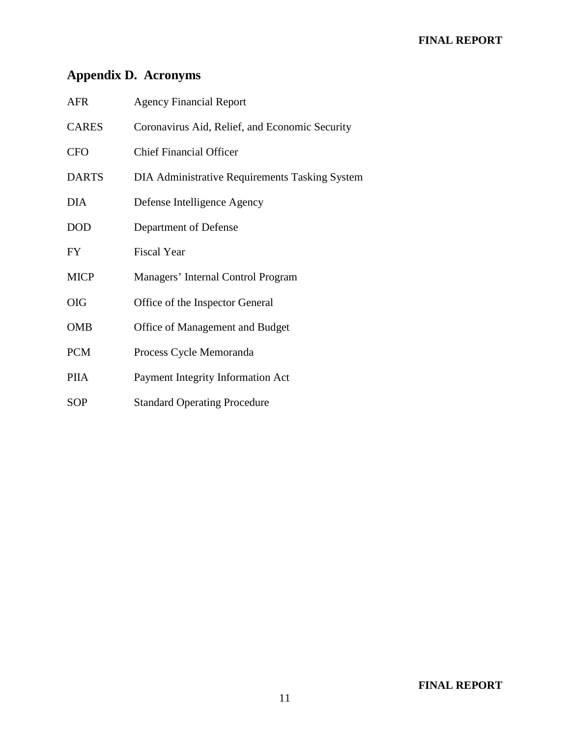## Appendix D. Acronyms

| | |
|---|---|
| AFR | Agency Financial Report |
| CARES | Coronavirus Aid, Relief, and Economic Security |
| CFO | Chief Financial Officer |
| DARTS | DIA Administrative Requirements Tasking System |
| DIA | Defense Intelligence Agency |
| DOD | Department of Defense |
| FY | Fiscal Year |
| MICP | Managers' Internal Control Program |
| OIG | Office of the Inspector General |
| OMB | Office of Management and Budget |
| PCM | Process Cycle Memoranda |
| PIIA | Payment Integrity Information Act |
| SOP | Standard Operating Procedure |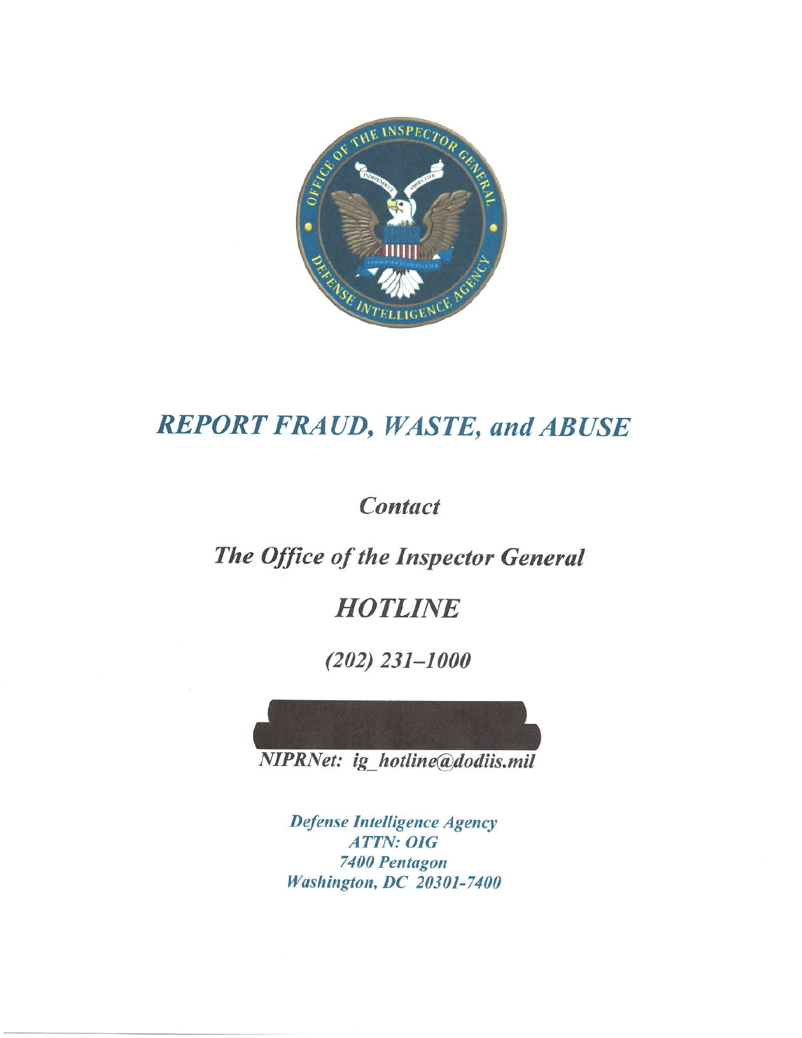# *REPORT FRAUD, WASTE, and ABUSE*

## *Contact*

## *The Office of the Inspector General*

## *HOTLINE*

*(202) 231–1000*

*NIPRNet: ig_hotline@dodiis.mil*

***Defense Intelligence Agency***
***ATTN: OIG***
***7400 Pentagon***
***Washington, DC 20301-7400***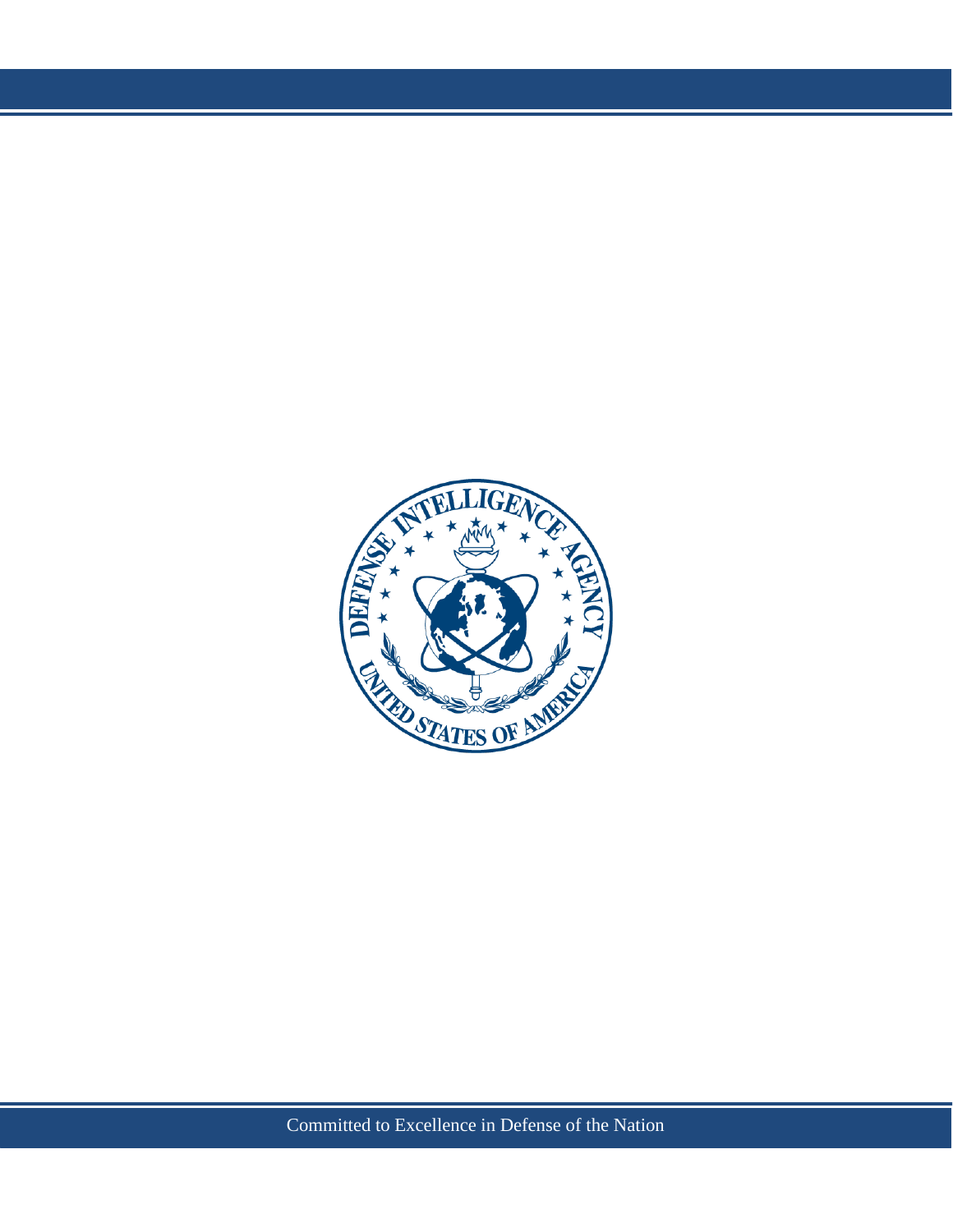Committed to Excellence in Defense of the Nation